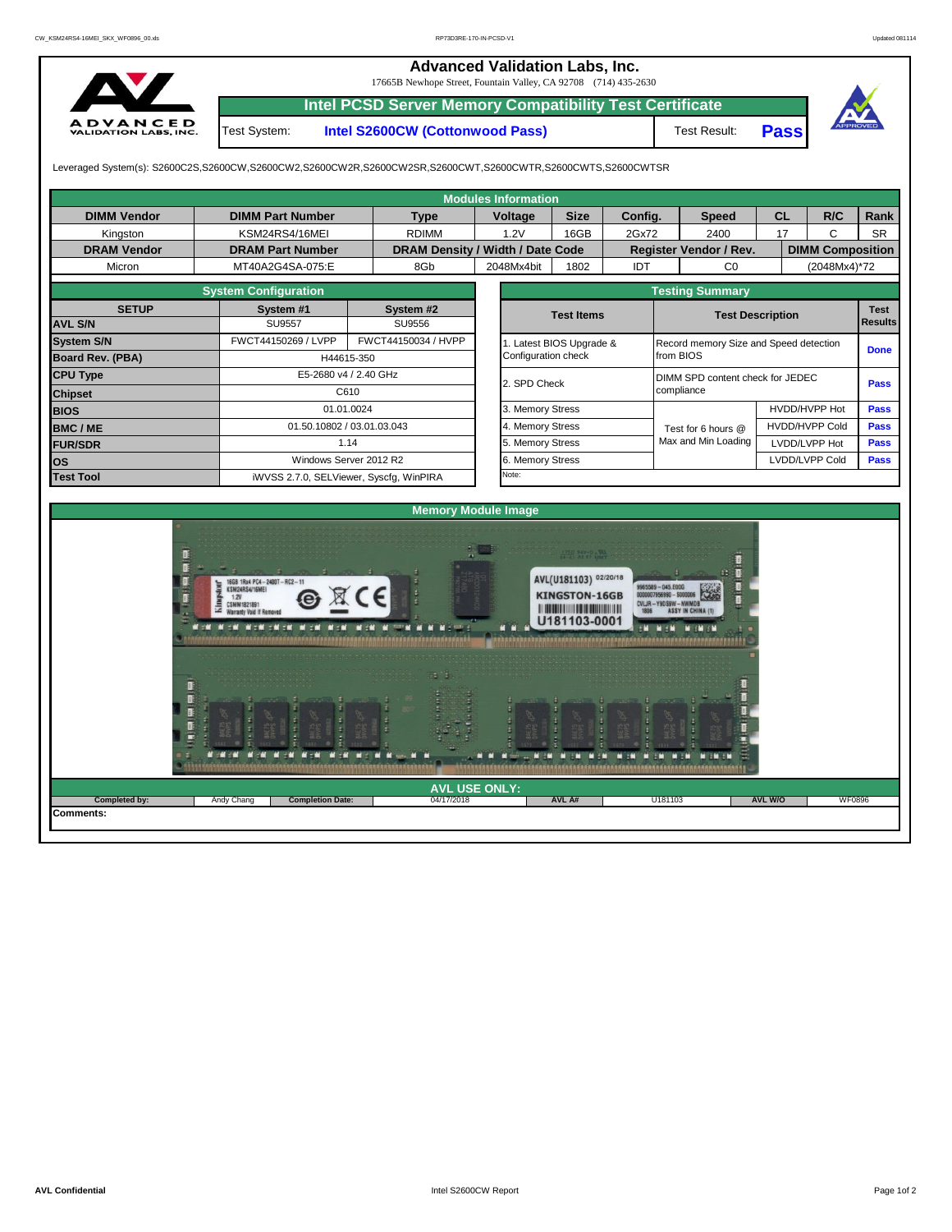# Advanced Validation Labs, Inc.

17665B Newhope Street, Fountain Valley, CA 92708 (714) 435-2630

## Intel PCSD Server Memory Compatibility Test Certificate

| Test System: | Intel S2600CW (Cottonwood Pass) | Test Result: | Pass |
|---|---|---|---|

Leveraged System(s): S2600C2S,S2600CW,S2600CW2,S2600CW2R,S2600CW2SR,S2600CWT,S2600CWTR,S2600CWTS,S2600CWTSR

### Modules Information

| DIMM Vendor | DIMM Part Number | Type | Voltage | Size | Config. | Speed | CL | R/C | Rank |
|---|---|---|---|---|---|---|---|---|---|
| Kingston | KSM24RS4/16MEI | RDIMM | 1.2V | 16GB | 2Gx72 | 2400 | 17 | C | SR |
| **DRAM Vendor** | **DRAM Part Number** | **DRAM Density / Width / Date Code** | | | **Register Vendor / Rev.** | | **DIMM Composition** | | |
| Micron | MT40A2G4SA-075:E | 8Gb | 2048Mx4bit | 1802 | IDT | C0 | (2048Mx4)*72 | | |

### System Configuration

| SETUP | System #1 | System #2 |
|---|---|---|
| AVL S/N | SU9557 | SU9556 |
| System S/N | FWCT44150269 / LVPP | FWCT44150034 / HVPP |
| Board Rev. (PBA) | H44615-350 | |
| CPU Type | E5-2680 v4 / 2.40 GHz | |
| Chipset | C610 | |
| BIOS | 01.01.0024 | |
| BMC / ME | 01.50.10802 / 03.01.03.043 | |
| FUR/SDR | 1.14 | |
| OS | Windows Server 2012 R2 | |
| Test Tool | iWVSS 2.7.0, SELViewer, Syscfg, WinPIRA | |

### Testing Summary

| Test Items | Test Description | | Test Results |
|---|---|---|---|
| 1. Latest BIOS Upgrade & Configuration check | Record memory Size and Speed detection from BIOS | | Done |
| 2. SPD Check | DIMM SPD content check for JEDEC compliance | | Pass |
| 3. Memory Stress | Test for 6 hours @ Max and Min Loading | HVDD/HVPP Hot | Pass |
| 4. Memory Stress | | HVDD/HVPP Cold | Pass |
| 5. Memory Stress | | LVDD/LVPP Hot | Pass |
| 6. Memory Stress | | LVDD/LVPP Cold | Pass |

Note:

### Memory Module Image

### AVL USE ONLY:

| Completed by: | Andy Chang | Completion Date: | 04/17/2018 | AVL A# | U181103 | AVL W/O | WF0896 |
|---|---|---|---|---|---|---|---|

**Comments:**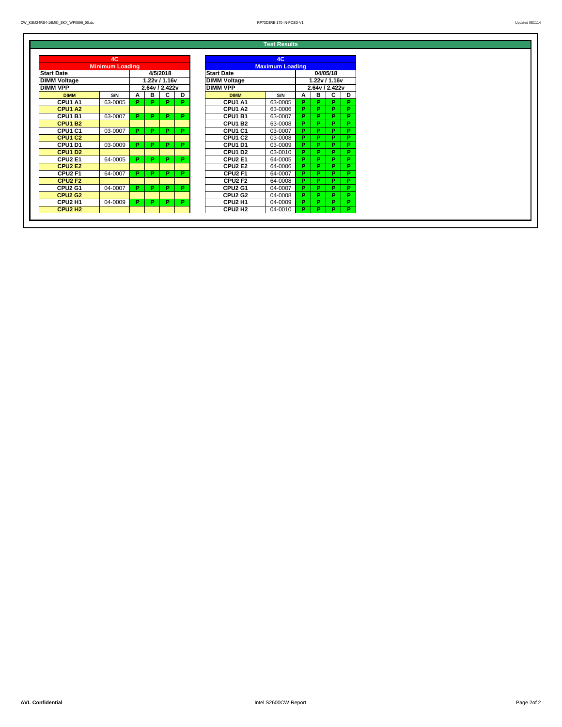## Test Results

| 4C Minimum Loading | | | | | |
|---|---|---|---|---|---|
| Start Date | | 4/5/2018 | | | |
| DIMM Voltage | | 1.22v / 1.16v | | | |
| DIMM VPP | | 2.64v / 2.422v | | | |
| DIMM | S/N | A | B | C | D |
| CPU1 A1 | 63-0005 | P | P | P | P |
| CPU1 A2 | | | | | |
| CPU1 B1 | 63-0007 | P | P | P | P |
| CPU1 B2 | | | | | |
| CPU1 C1 | 03-0007 | P | P | P | P |
| CPU1 C2 | | | | | |
| CPU1 D1 | 03-0009 | P | P | P | P |
| CPU1 D2 | | | | | |
| CPU2 E1 | 64-0005 | P | P | P | P |
| CPU2 E2 | | | | | |
| CPU2 F1 | 64-0007 | P | P | P | P |
| CPU2 F2 | | | | | |
| CPU2 G1 | 04-0007 | P | P | P | P |
| CPU2 G2 | | | | | |
| CPU2 H1 | 04-0009 | P | P | P | P |
| CPU2 H2 | | | | | |

| 4C Maximum Loading | | | | | |
|---|---|---|---|---|---|
| Start Date | | 04/05/18 | | | |
| DIMM Voltage | | 1.22v / 1.16v | | | |
| DIMM VPP | | 2.64v / 2.422v | | | |
| DIMM | S/N | A | B | C | D |
| CPU1 A1 | 63-0005 | P | P | P | P |
| CPU1 A2 | 63-0006 | P | P | P | P |
| CPU1 B1 | 63-0007 | P | P | P | P |
| CPU1 B2 | 63-0008 | P | P | P | P |
| CPU1 C1 | 03-0007 | P | P | P | P |
| CPU1 C2 | 03-0008 | P | P | P | P |
| CPU1 D1 | 03-0009 | P | P | P | P |
| CPU1 D2 | 03-0010 | P | P | P | P |
| CPU2 E1 | 64-0005 | P | P | P | P |
| CPU2 E2 | 64-0006 | P | P | P | P |
| CPU2 F1 | 64-0007 | P | P | P | P |
| CPU2 F2 | 64-0008 | P | P | P | P |
| CPU2 G1 | 04-0007 | P | P | P | P |
| CPU2 G2 | 04-0008 | P | P | P | P |
| CPU2 H1 | 04-0009 | P | P | P | P |
| CPU2 H2 | 04-0010 | P | P | P | P |